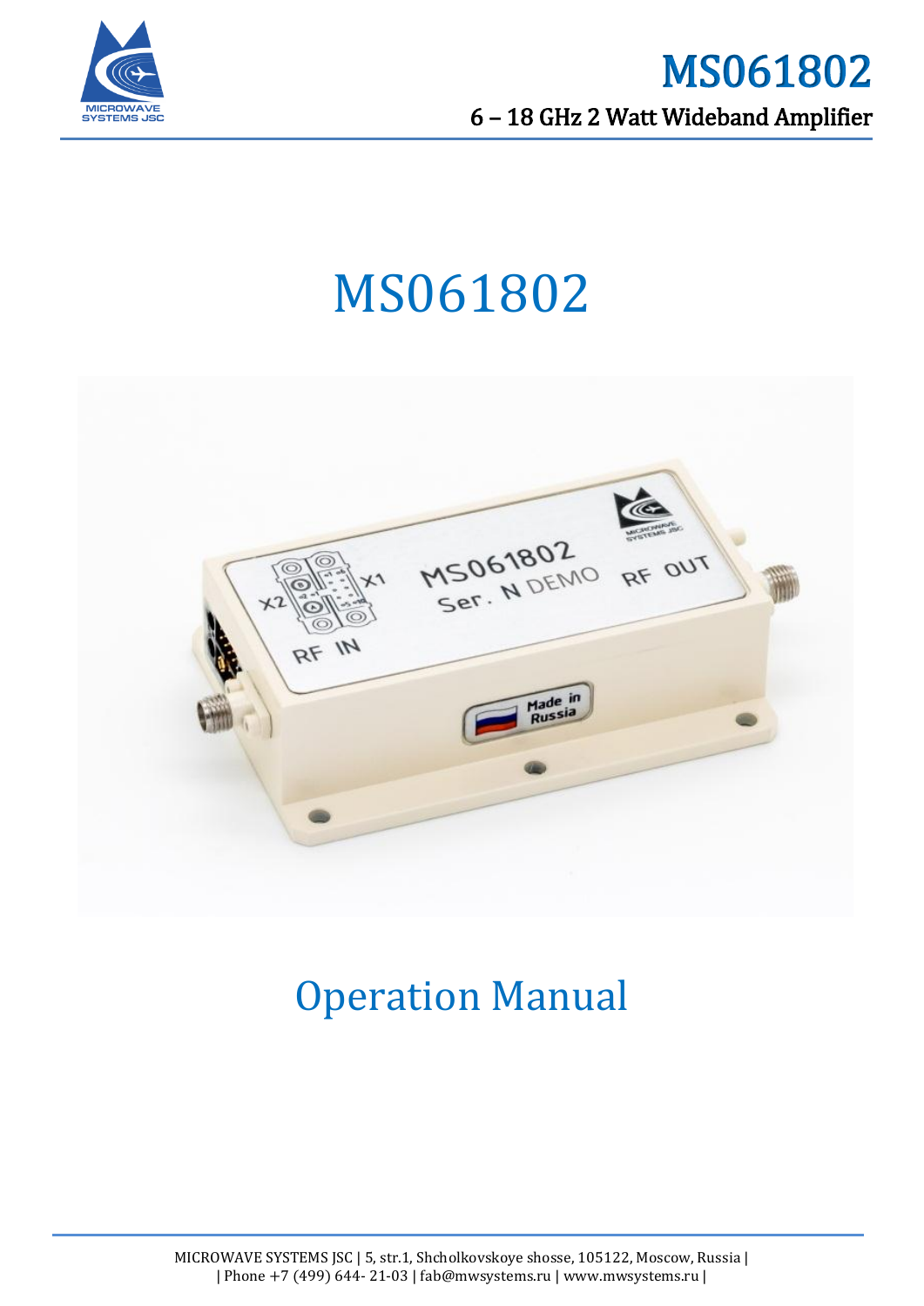# MS061802

6 – 18 GHz 2 Watt Wideband Amplifier

# MS061802

## Operation Manual

MICROWAVE SYSTEMS JSC | 5, str.1, Shcholkovskoye shosse, 105122, Moscow, Russia |
| Phone +7 (499) 644- 21-03 | fab@mwsystems.ru | www.mwsystems.ru |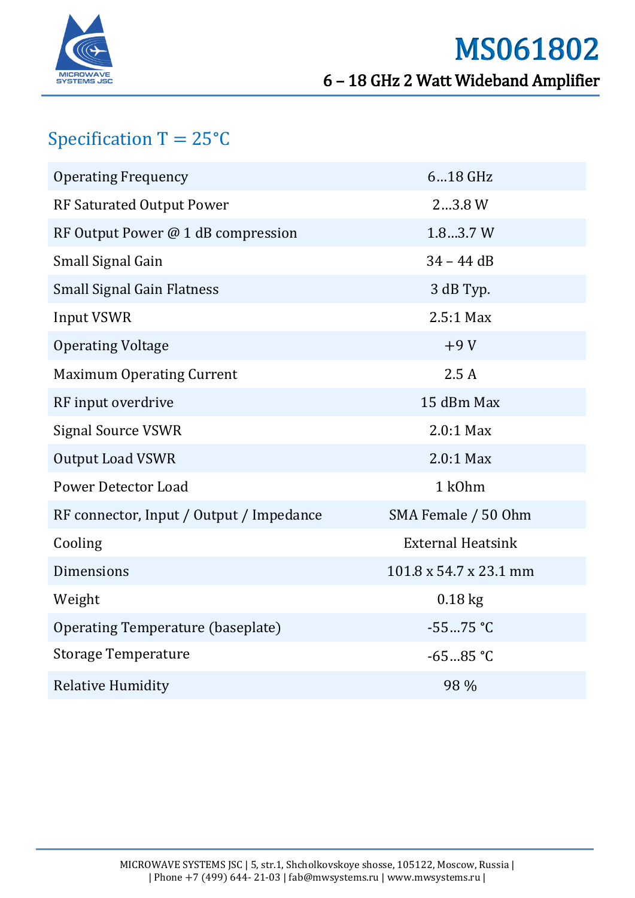# MS061802

## 6 – 18 GHz 2 Watt Wideband Amplifier

## Specification T = 25°C

| Parameter | Value |
|---|---|
| Operating Frequency | 6…18 GHz |
| RF Saturated Output Power | 2…3.8 W |
| RF Output Power @ 1 dB compression | 1.8…3.7 W |
| Small Signal Gain | 34 – 44 dB |
| Small Signal Gain Flatness | 3 dB Typ. |
| Input VSWR | 2.5:1 Max |
| Operating Voltage | +9 V |
| Maximum Operating Current | 2.5 A |
| RF input overdrive | 15 dBm Max |
| Signal Source VSWR | 2.0:1 Max |
| Output Load VSWR | 2.0:1 Max |
| Power Detector Load | 1 kOhm |
| RF connector, Input / Output / Impedance | SMA Female / 50 Ohm |
| Cooling | External Heatsink |
| Dimensions | 101.8 x 54.7 x 23.1 mm |
| Weight | 0.18 kg |
| Operating Temperature (baseplate) | -55…75 °C |
| Storage Temperature | -65…85 °C |
| Relative Humidity | 98 % |

MICROWAVE SYSTEMS JSC | 5, str.1, Shcholkovskoye shosse, 105122, Moscow, Russia |
| Phone +7 (499) 644- 21-03 | fab@mwsystems.ru | www.mwsystems.ru |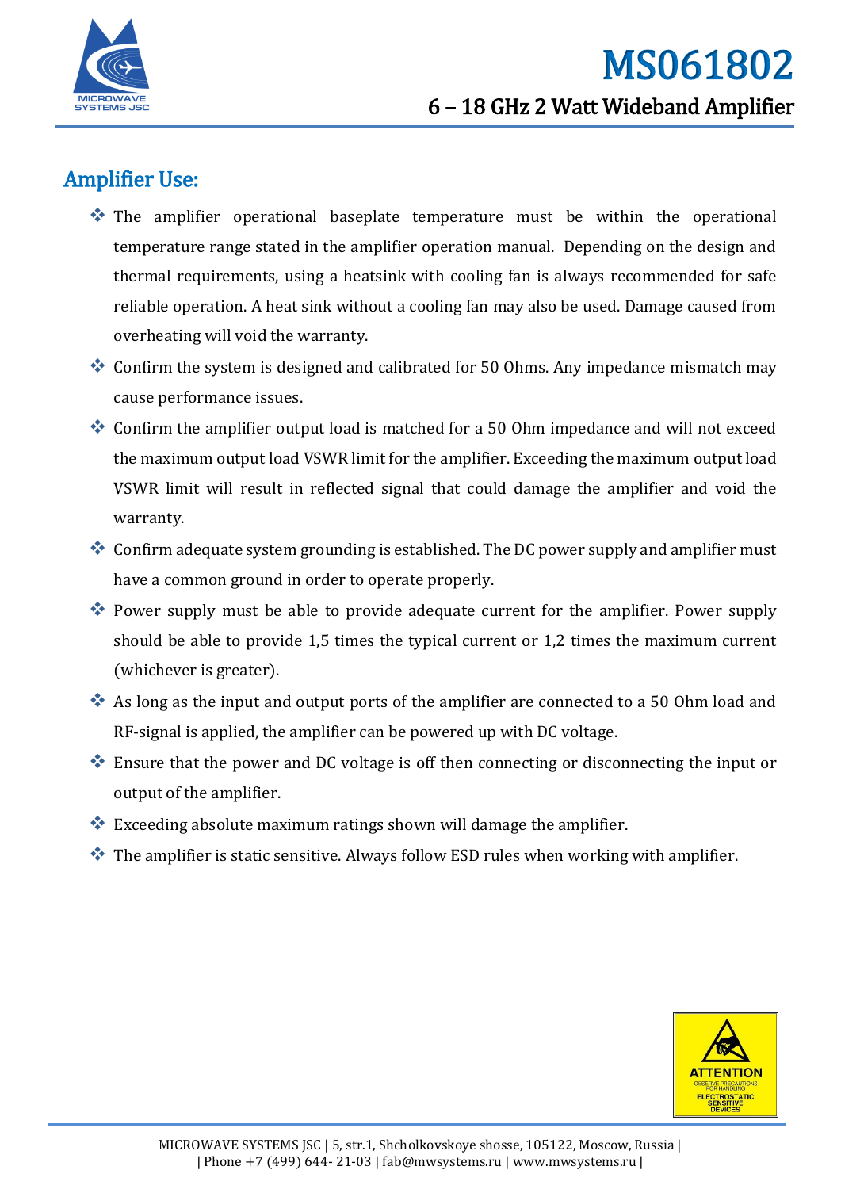## Amplifier Use:

- The amplifier operational baseplate temperature must be within the operational temperature range stated in the amplifier operation manual. Depending on the design and thermal requirements, using a heatsink with cooling fan is always recommended for safe reliable operation. A heat sink without a cooling fan may also be used. Damage caused from overheating will void the warranty.
- Confirm the system is designed and calibrated for 50 Ohms. Any impedance mismatch may cause performance issues.
- Confirm the amplifier output load is matched for a 50 Ohm impedance and will not exceed the maximum output load VSWR limit for the amplifier. Exceeding the maximum output load VSWR limit will result in reflected signal that could damage the amplifier and void the warranty.
- Confirm adequate system grounding is established. The DC power supply and amplifier must have a common ground in order to operate properly.
- Power supply must be able to provide adequate current for the amplifier. Power supply should be able to provide 1,5 times the typical current or 1,2 times the maximum current (whichever is greater).
- As long as the input and output ports of the amplifier are connected to a 50 Ohm load and RF-signal is applied, the amplifier can be powered up with DC voltage.
- Ensure that the power and DC voltage is off then connecting or disconnecting the input or output of the amplifier.
- Exceeding absolute maximum ratings shown will damage the amplifier.
- The amplifier is static sensitive. Always follow ESD rules when working with amplifier.

ATTENTION
OBSERVE PRECAUTIONS FOR HANDLING
ELECTROSTATIC SENSITIVE DEVICES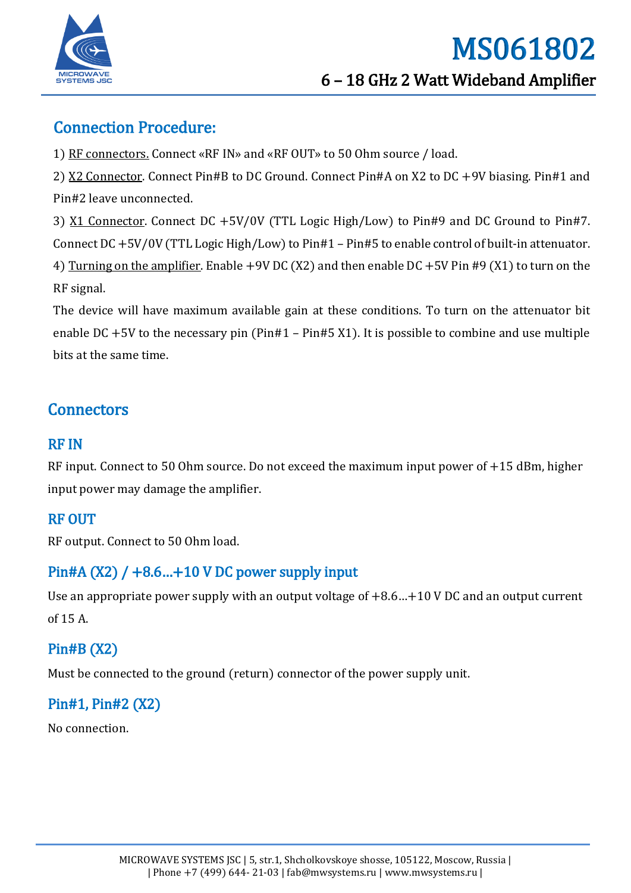## Connection Procedure:

1) RF connectors. Connect «RF IN» and «RF OUT» to 50 Ohm source / load.

2) X2 Connector. Connect Pin#B to DC Ground. Connect Pin#A on X2 to DC +9V biasing. Pin#1 and Pin#2 leave unconnected.

3) X1 Connector. Connect DC +5V/0V (TTL Logic High/Low) to Pin#9 and DC Ground to Pin#7. Connect DC +5V/0V (TTL Logic High/Low) to Pin#1 – Pin#5 to enable control of built-in attenuator.

4) Turning on the amplifier. Enable +9V DC (X2) and then enable DC +5V Pin #9 (X1) to turn on the RF signal.

The device will have maximum available gain at these conditions. To turn on the attenuator bit enable DC +5V to the necessary pin (Pin#1 – Pin#5 X1). It is possible to combine and use multiple bits at the same time.

## Connectors

### RF IN

RF input. Connect to 50 Ohm source. Do not exceed the maximum input power of +15 dBm, higher input power may damage the amplifier.

### RF OUT

RF output. Connect to 50 Ohm load.

### Pin#A (X2) / +8.6…+10 V DC power supply input

Use an appropriate power supply with an output voltage of +8.6…+10 V DC and an output current of 15 A.

### Pin#B (X2)

Must be connected to the ground (return) connector of the power supply unit.

### Pin#1, Pin#2 (X2)

No connection.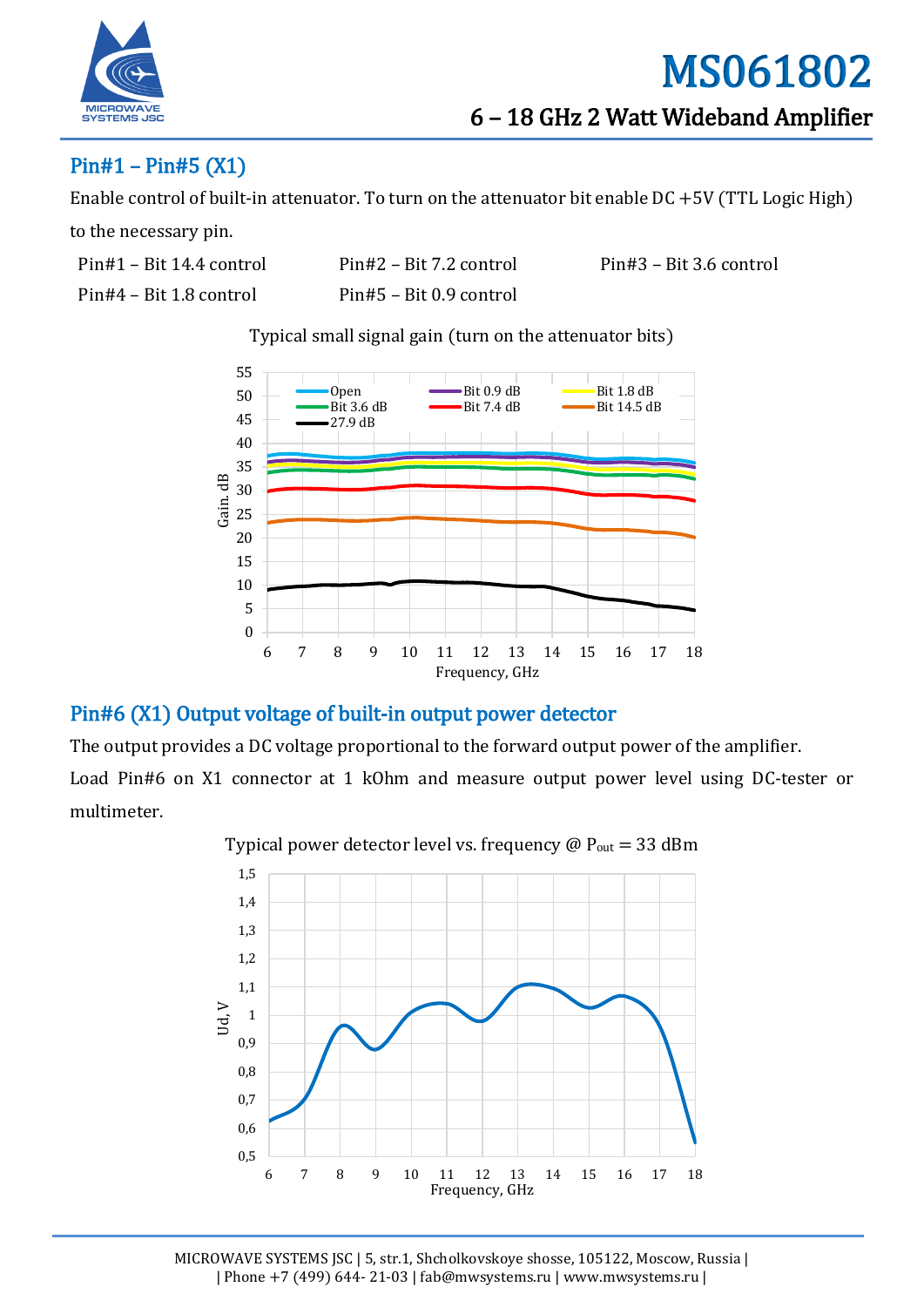## Pin#1 – Pin#5 (X1)

Enable control of built-in attenuator. To turn on the attenuator bit enable DC +5V (TTL Logic High) to the necessary pin.

Pin#1 – Bit 14.4 control  Pin#2 – Bit 7.2 control  Pin#3 – Bit 3.6 control

Pin#4 – Bit 1.8 control  Pin#5 – Bit 0.9 control

Typical small signal gain (turn on the attenuator bits)

## Pin#6 (X1) Output voltage of built-in output power detector

The output provides a DC voltage proportional to the forward output power of the amplifier.

Load Pin#6 on X1 connector at 1 kOhm and measure output power level using DC-tester or multimeter.

Typical power detector level vs. frequency @ $P_{out}$ = 33 dBm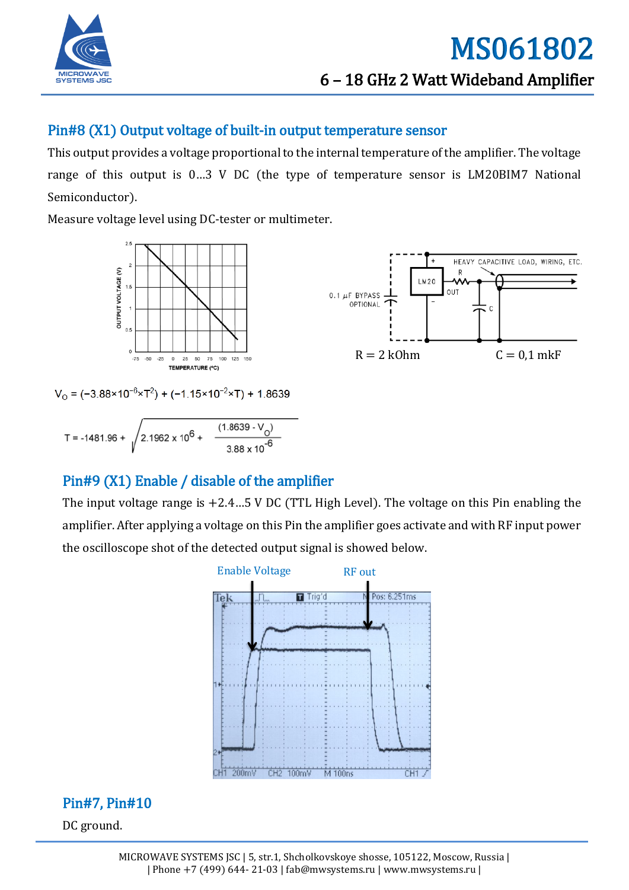## Pin#8 (X1) Output voltage of built-in output temperature sensor

This output provides a voltage proportional to the internal temperature of the amplifier. The voltage range of this output is 0…3 V DC (the type of temperature sensor is LM20BIM7 National Semiconductor).

Measure voltage level using DC-tester or multimeter.

R = 2 kOhm C = 0,1 mkF

$$V_O = (-3.88\times10^{-6}\times T^2) + (-1.15\times10^{-2}\times T) + 1.8639$$

$$T = -1481.96 + \sqrt{2.1962\times10^{6} + \frac{(1.8639 - V_O)}{3.88\times10^{-6}}}$$

## Pin#9 (X1) Enable / disable of the amplifier

The input voltage range is +2.4…5 V DC (TTL High Level). The voltage on this Pin enabling the amplifier. After applying a voltage on this Pin the amplifier goes activate and with RF input power the oscilloscope shot of the detected output signal is showed below.

Enable Voltage RF out

## Pin#7, Pin#10

DC ground.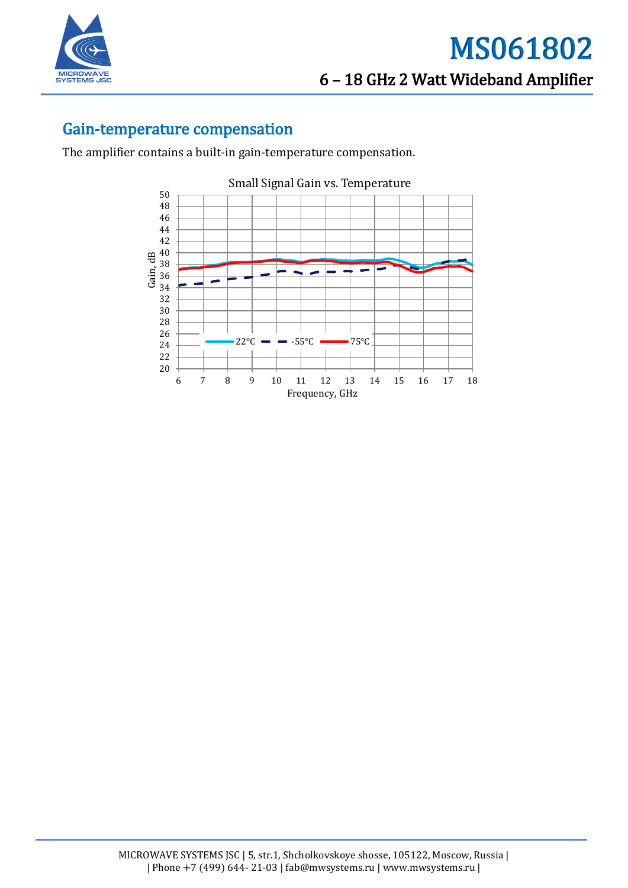## Gain-temperature compensation

The amplifier contains a built-in gain-temperature compensation.

Small Signal Gain vs. Temperature

Gain, dB

Frequency, GHz

22°C   -55°C   75°C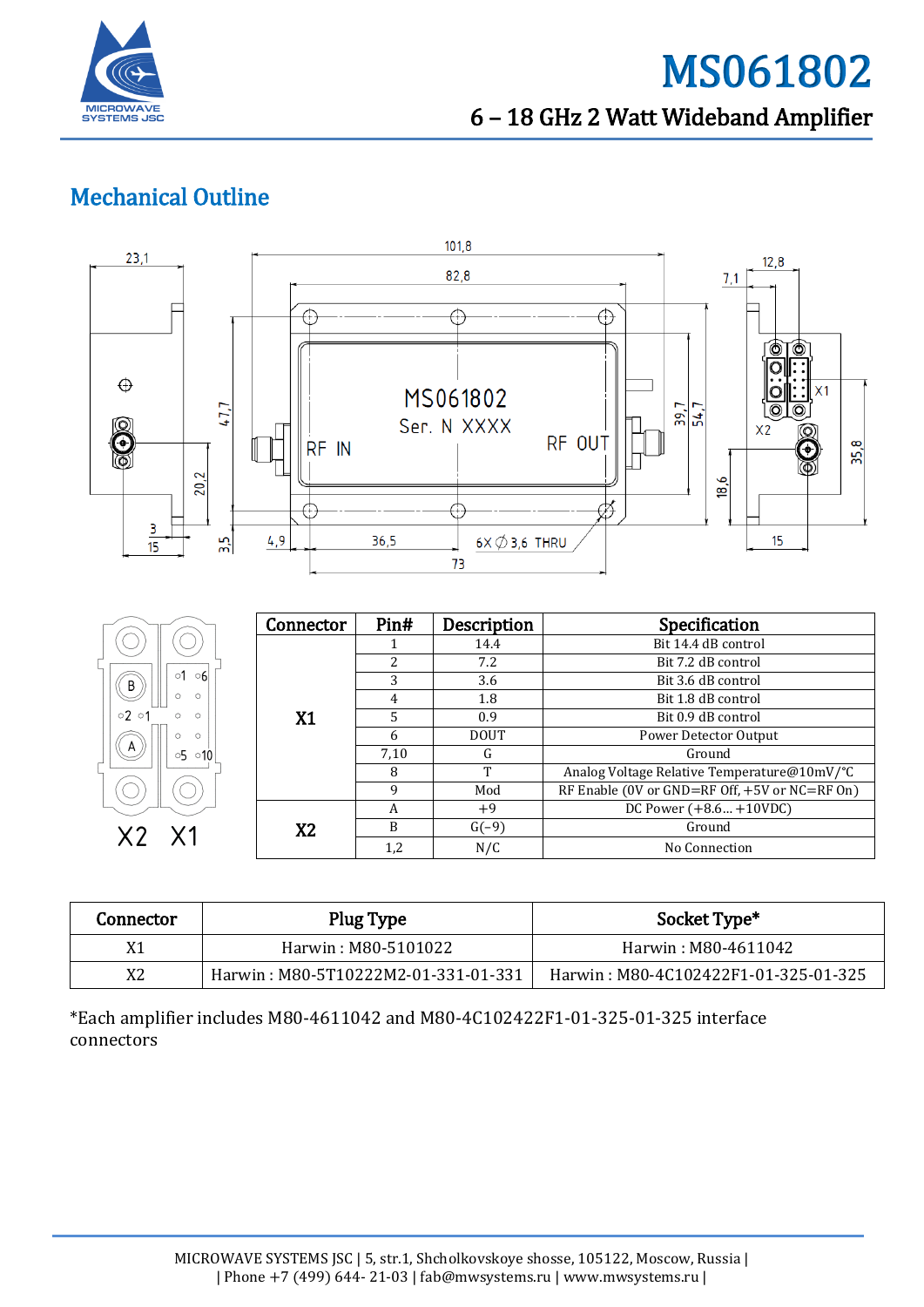# MS061802

## 6 – 18 GHz 2 Watt Wideband Amplifier

## Mechanical Outline

23,1
101,8
82,8
7,1
12,8
MS061802
Ser. N XXXX
RF IN
RF OUT
47,7
20,2
39,7
54,7
X1
X2
35,8
18,6
3
15
3,5
4,9
36,5
6X ∅ 3,6 THRU
73
15

B
A
○1 ○6
○2 ○1
○5 ○10
X2 X1

| Connector | Pin# | Description | Specification |
|---|---|---|---|
| X1 | 1 | 14.4 | Bit 14.4 dB control |
| | 2 | 7.2 | Bit 7.2 dB control |
| | 3 | 3.6 | Bit 3.6 dB control |
| | 4 | 1.8 | Bit 1.8 dB control |
| | 5 | 0.9 | Bit 0.9 dB control |
| | 6 | DOUT | Power Detector Output |
| | 7,10 | G | Ground |
| | 8 | T | Analog Voltage Relative Temperature@10mV/°C |
| | 9 | Mod | RF Enable (0V or GND=RF Off, +5V or NC=RF On) |
| X2 | A | +9 | DC Power (+8.6…+10VDC) |
| | B | G(−9) | Ground |
| | 1,2 | N/C | No Connection |

| Connector | Plug Type | Socket Type* |
|---|---|---|
| X1 | Harwin : M80-5101022 | Harwin : M80-4611042 |
| X2 | Harwin : M80-5T10222M2-01-331-01-331 | Harwin : M80-4C102422F1-01-325-01-325 |

*Each amplifier includes M80-4611042 and M80-4C102422F1-01-325-01-325 interface connectors

MICROWAVE SYSTEMS JSC | 5, str.1, Shcholkovskoye shosse, 105122, Moscow, Russia |
| Phone +7 (499) 644- 21-03 | fab@mwsystems.ru | www.mwsystems.ru |